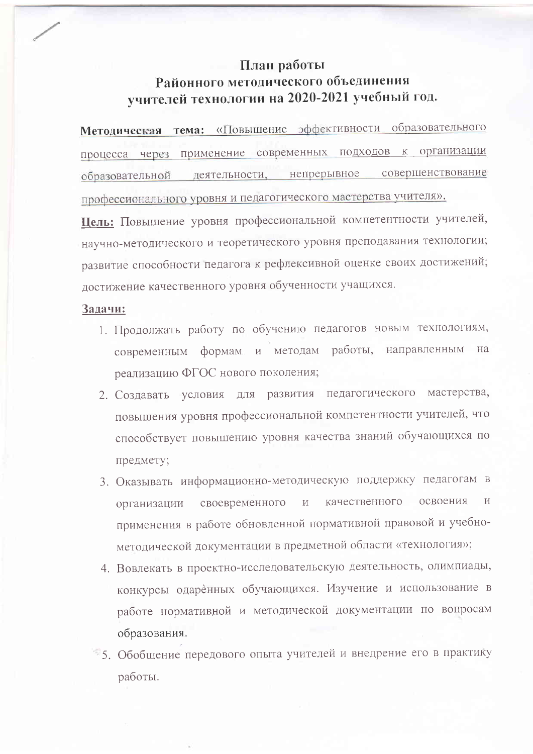# План работы
# Районного методического объединения
# учителей технологии на 2020-2021 учебный год.

**Методическая тема:** «Повышение эффективности образовательного процесса через применение современных подходов к организации образовательной деятельности, непрерывное совершенствование профессионального уровня и педагогического мастерства учителя».

**Цель:** Повышение уровня профессиональной компетентности учителей, научно-методического и теоретического уровня преподавания технологии; развитие способности педагога к рефлексивной оценке своих достижений; достижение качественного уровня обученности учащихся.

**Задачи:**

1. Продолжать работу по обучению педагогов новым технологиям, современным формам и методам работы, направленным на реализацию ФГОС нового поколения;
2. Создавать условия для развития педагогического мастерства, повышения уровня профессиональной компетентности учителей, что способствует повышению уровня качества знаний обучающихся по предмету;
3. Оказывать информационно-методическую поддержку педагогам в организации своевременного и качественного освоения и применения в работе обновленной нормативной правовой и учебно-методической документации в предметной области «технология»;
4. Вовлекать в проектно-исследовательскую деятельность, олимпиады, конкурсы одарѐнных обучающихся. Изучение и использование в работе нормативной и методической документации по вопросам образования.
5. Обобщение передового опыта учителей и внедрение его в практику работы.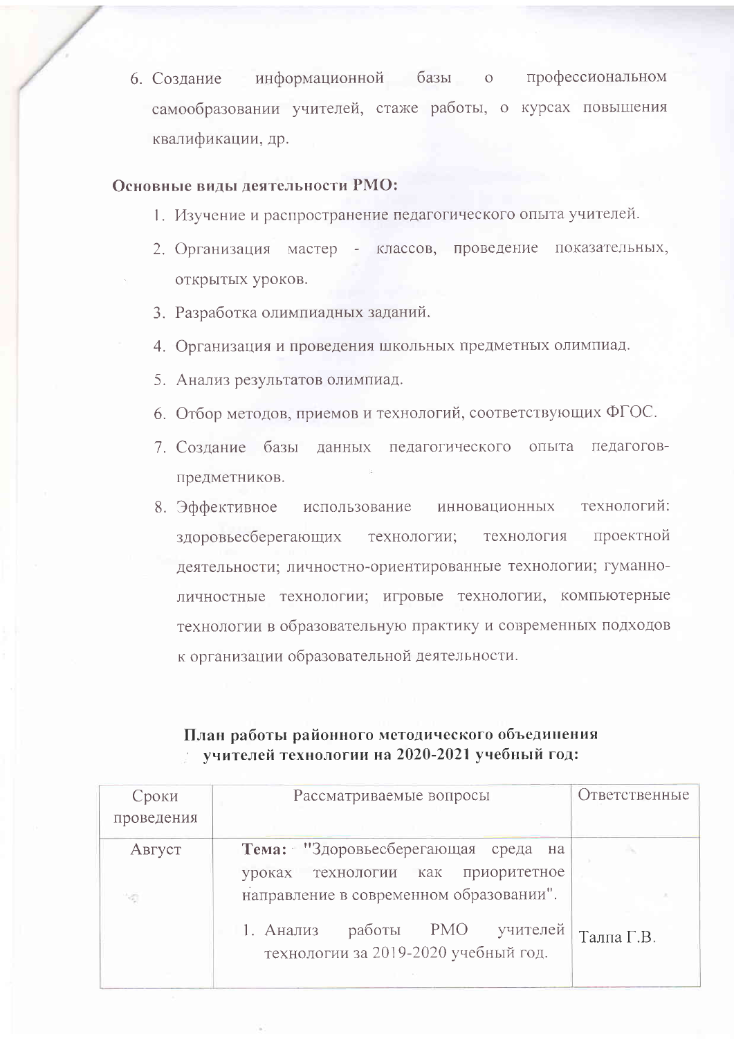6. Создание информационной базы о профессиональном самообразовании учителей, стаже работы, о курсах повышения квалификации, др.

**Основные виды деятельности РМО:**

1. Изучение и распространение педагогического опыта учителей.
2. Организация мастер - классов, проведение показательных, открытых уроков.
3. Разработка олимпиадных заданий.
4. Организация и проведения школьных предметных олимпиад.
5. Анализ результатов олимпиад.
6. Отбор методов, приемов и технологий, соответствующих ФГОС.
7. Создание базы данных педагогического опыта педагогов-предметников.
8. Эффективное использование инновационных технологий: здоровьесберегающих технологии; технология проектной деятельности; личностно-ориентированные технологии; гуманно-личностные технологии; игровые технологии, компьютерные технологии в образовательную практику и современных подходов к организации образовательной деятельности.

**План работы районного методического объединения учителей технологии на 2020-2021 учебный год:**

| Сроки проведения | Рассматриваемые вопросы | Ответственные |
|---|---|---|
| Август | **Тема:** "Здоровьесберегающая среда на уроках технологии как приоритетное направление в современном образовании". | |
| | 1. Анализ работы РМО учителей технологии за 2019-2020 учебный год. | Талпа Г.В. |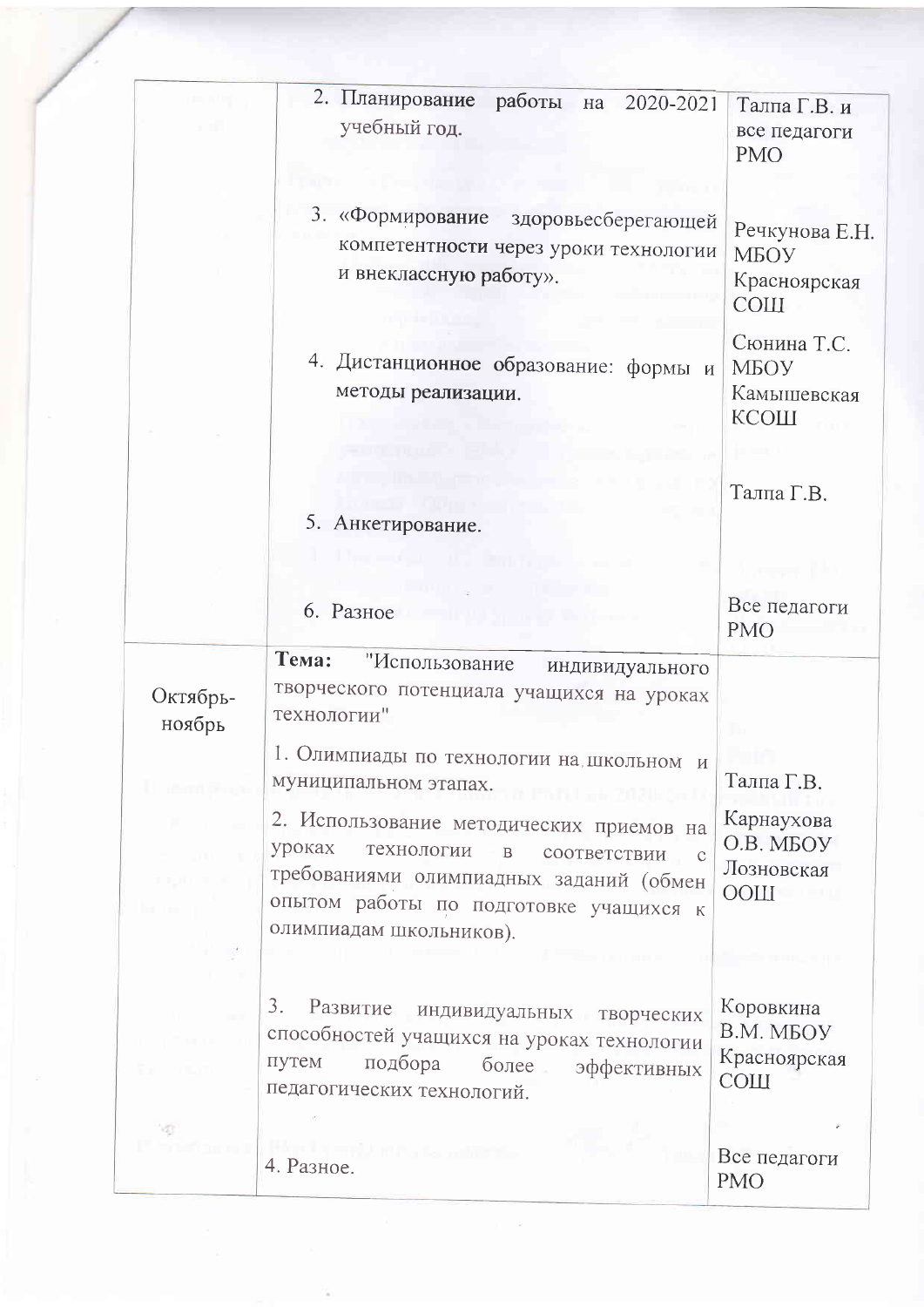| | | |
|---|---|---|
| | 2. Планирование работы на 2020-2021 учебный год.<br><br>3. «Формирование здоровьесберегающей компетентности через уроки технологии и внеклассную работу».<br><br>4. Дистанционное образование: формы и методы реализации.<br><br>5. Анкетирование.<br><br>6. Разное | Талпа Г.В. и все педагоги РМО<br><br>Речкунова Е.Н. МБОУ Красноярская СОШ<br><br>Сюнина Т.С. МБОУ Камышевская КСОШ<br><br>Талпа Г.В.<br><br>Все педагоги РМО |
| Октябрь-ноябрь | **Тема:** "Использование индивидуального творческого потенциала учащихся на уроках технологии"<br><br>1. Олимпиады по технологии на школьном и муниципальном этапах.<br><br>2. Использование методических приемов на уроках технологии в соответствии с требованиями олимпиадных заданий (обмен опытом работы по подготовке учащихся к олимпиадам школьников).<br><br>3. Развитие индивидуальных творческих способностей учащихся на уроках технологии путем подбора более эффективных педагогических технологий.<br><br>4. Разное. | Талпа Г.В.<br><br>Карнаухова О.В. МБОУ Лозновская ООШ<br><br>Коровкина В.М. МБОУ Красноярская СОШ<br><br>Все педагоги РМО |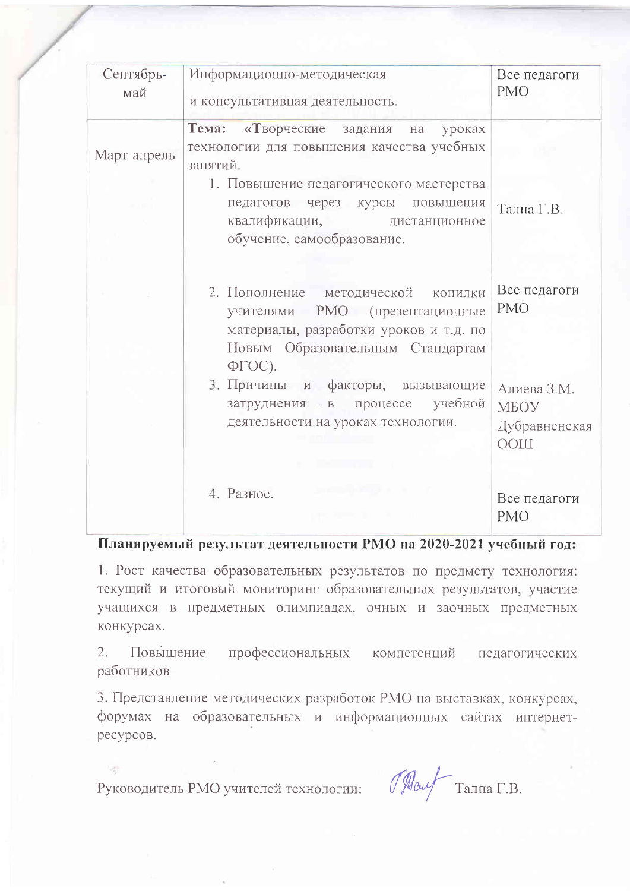| | | |
|---|---|---|
| Сентябрь-май | Информационно-методическая и консультативная деятельность. | Все педагоги РМО |
| Март-апрель | **Тема:** «Творческие задания на уроках технологии для повышения качества учебных занятий.<br>1. Повышение педагогического мастерства педагогов через курсы повышения квалификации, дистанционное обучение, самообразование. | Талпа Г.В. |
| | 2. Пополнение методической копилки учителями РМО (презентационные материалы, разработки уроков и т.д. по Новым Образовательным Стандартам ФГОС). | Все педагоги РМО |
| | 3. Причины и факторы, вызывающие затруднения в процессе учебной деятельности на уроках технологии. | Алиева З.М. МБОУ Дубравненская ООШ |
| | 4. Разное. | Все педагоги РМО |

**Планируемый результат деятельности РМО на 2020-2021 учебный год:**

1. Рост качества образовательных результатов по предмету технология: текущий и итоговый мониторинг образовательных результатов, участие учащихся в предметных олимпиадах, очных и заочных предметных конкурсах.

2. Повышение профессиональных компетенций педагогических работников

3. Представление методических разработок РМО на выставках, конкурсах, форумах на образовательных и информационных сайтах интернет-ресурсов.

Руководитель РМО учителей технологии: Талпа Г.В.